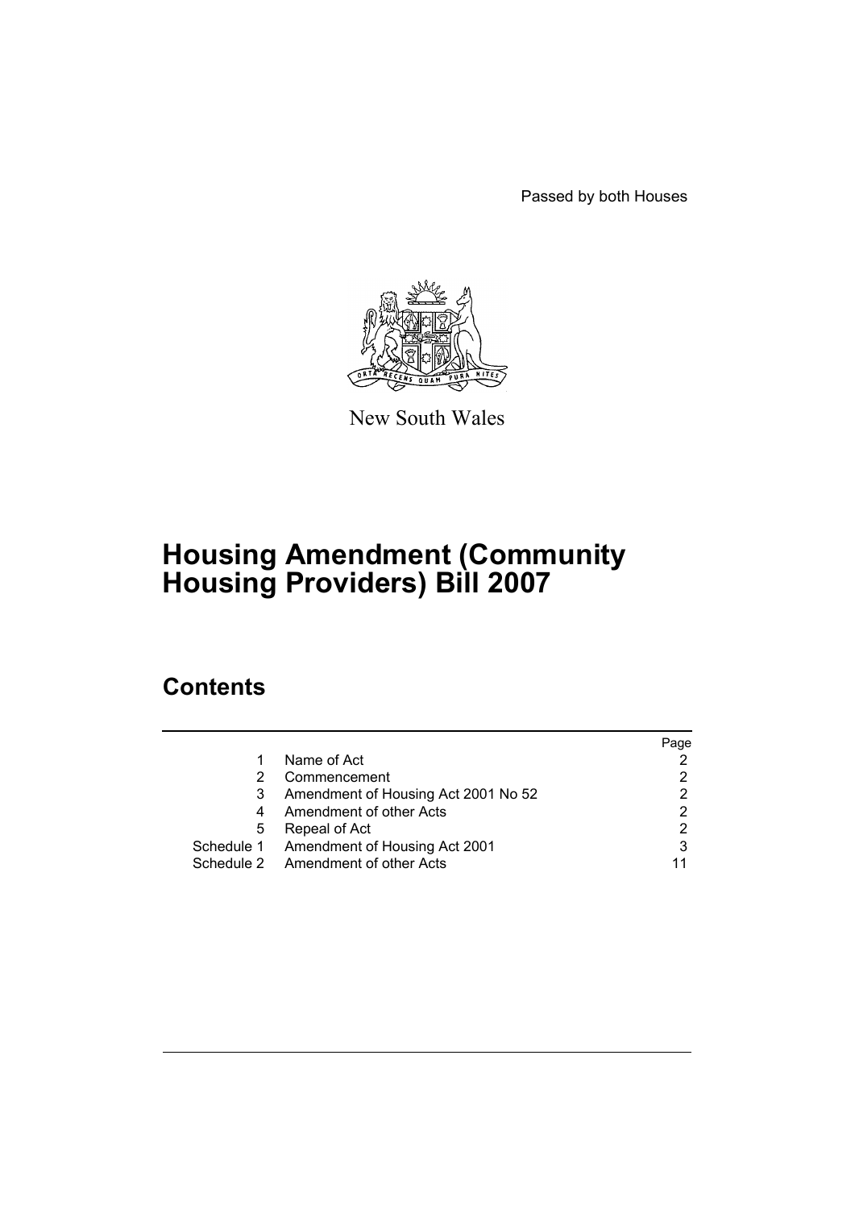Passed by both Houses

New South Wales

# Housing Amendment (Community Housing Providers) Bill 2007

## Contents

| | | Page |
|---|---|---|
| 1 | Name of Act | 2 |
| 2 | Commencement | 2 |
| 3 | Amendment of Housing Act 2001 No 52 | 2 |
| 4 | Amendment of other Acts | 2 |
| 5 | Repeal of Act | 2 |
| Schedule 1 | Amendment of Housing Act 2001 | 3 |
| Schedule 2 | Amendment of other Acts | 11 |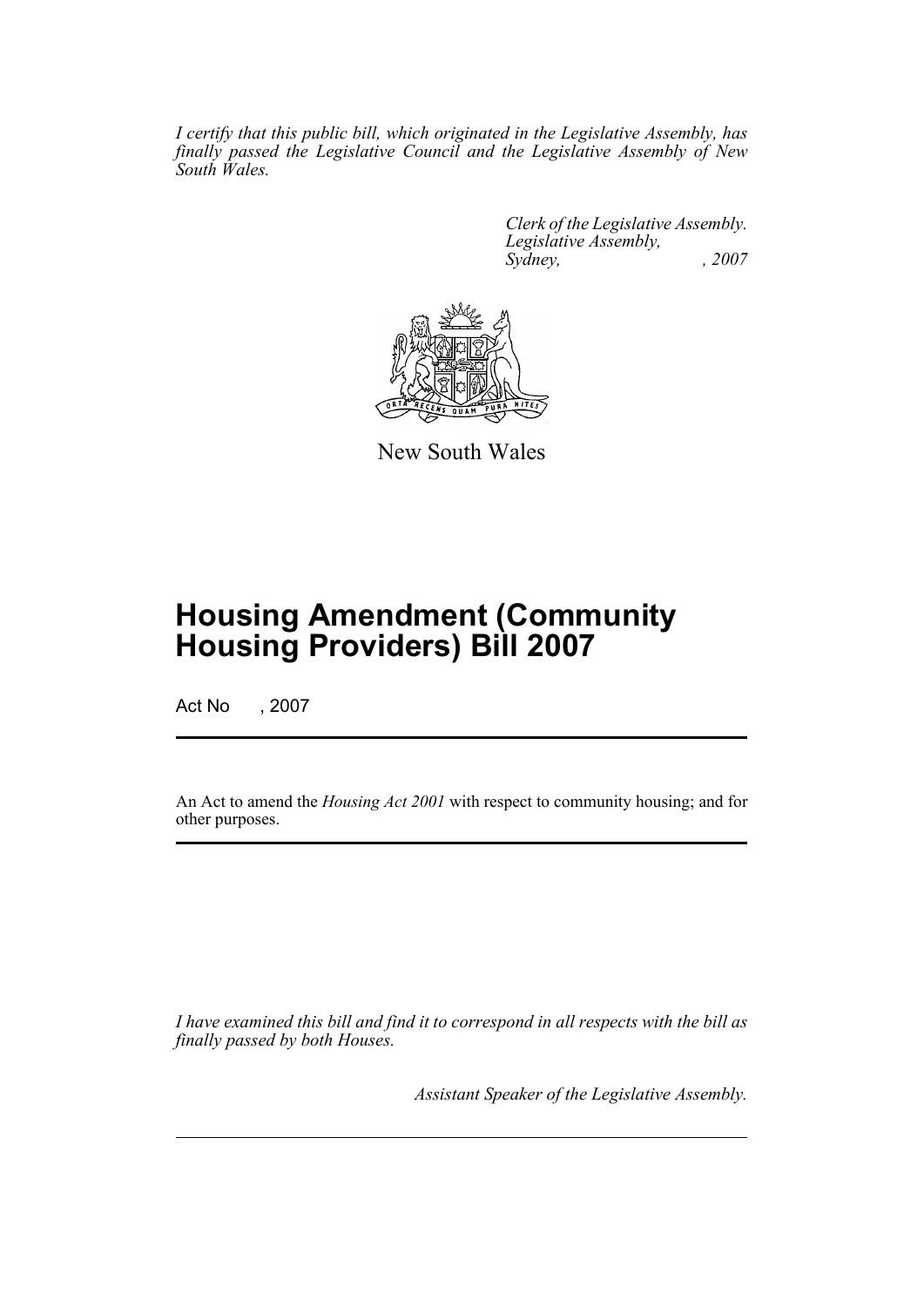*I certify that this public bill, which originated in the Legislative Assembly, has finally passed the Legislative Council and the Legislative Assembly of New South Wales.*

*Clerk of the Legislative Assembly.*
*Legislative Assembly,*
*Sydney, , 2007*

New South Wales

# Housing Amendment (Community Housing Providers) Bill 2007

Act No , 2007

An Act to amend the *Housing Act 2001* with respect to community housing; and for other purposes.

*I have examined this bill and find it to correspond in all respects with the bill as finally passed by both Houses.*

*Assistant Speaker of the Legislative Assembly.*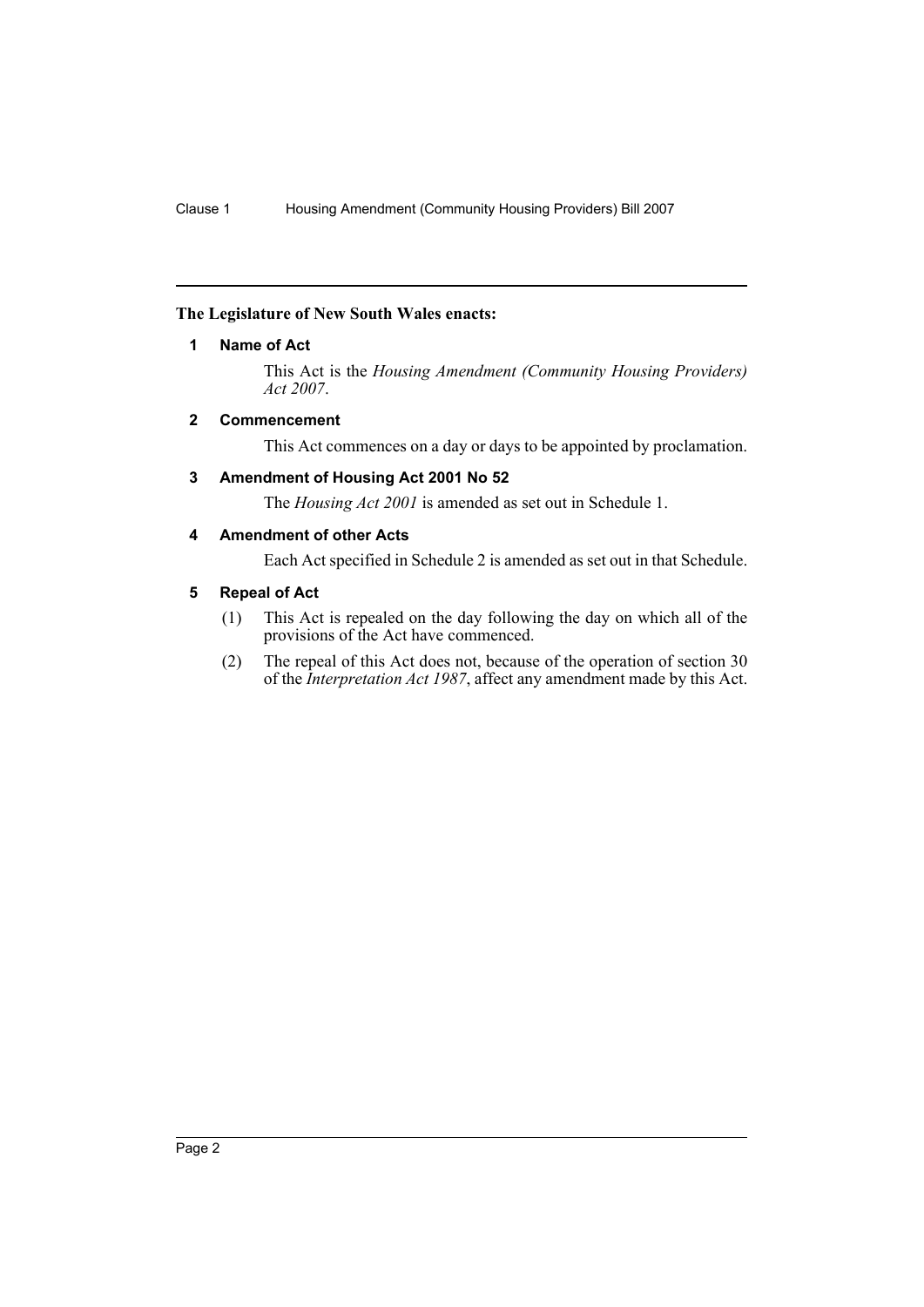**The Legislature of New South Wales enacts:**

## 1 Name of Act

This Act is the *Housing Amendment (Community Housing Providers) Act 2007*.

## 2 Commencement

This Act commences on a day or days to be appointed by proclamation.

## 3 Amendment of Housing Act 2001 No 52

The *Housing Act 2001* is amended as set out in Schedule 1.

## 4 Amendment of other Acts

Each Act specified in Schedule 2 is amended as set out in that Schedule.

## 5 Repeal of Act

(1) This Act is repealed on the day following the day on which all of the provisions of the Act have commenced.

(2) The repeal of this Act does not, because of the operation of section 30 of the *Interpretation Act 1987*, affect any amendment made by this Act.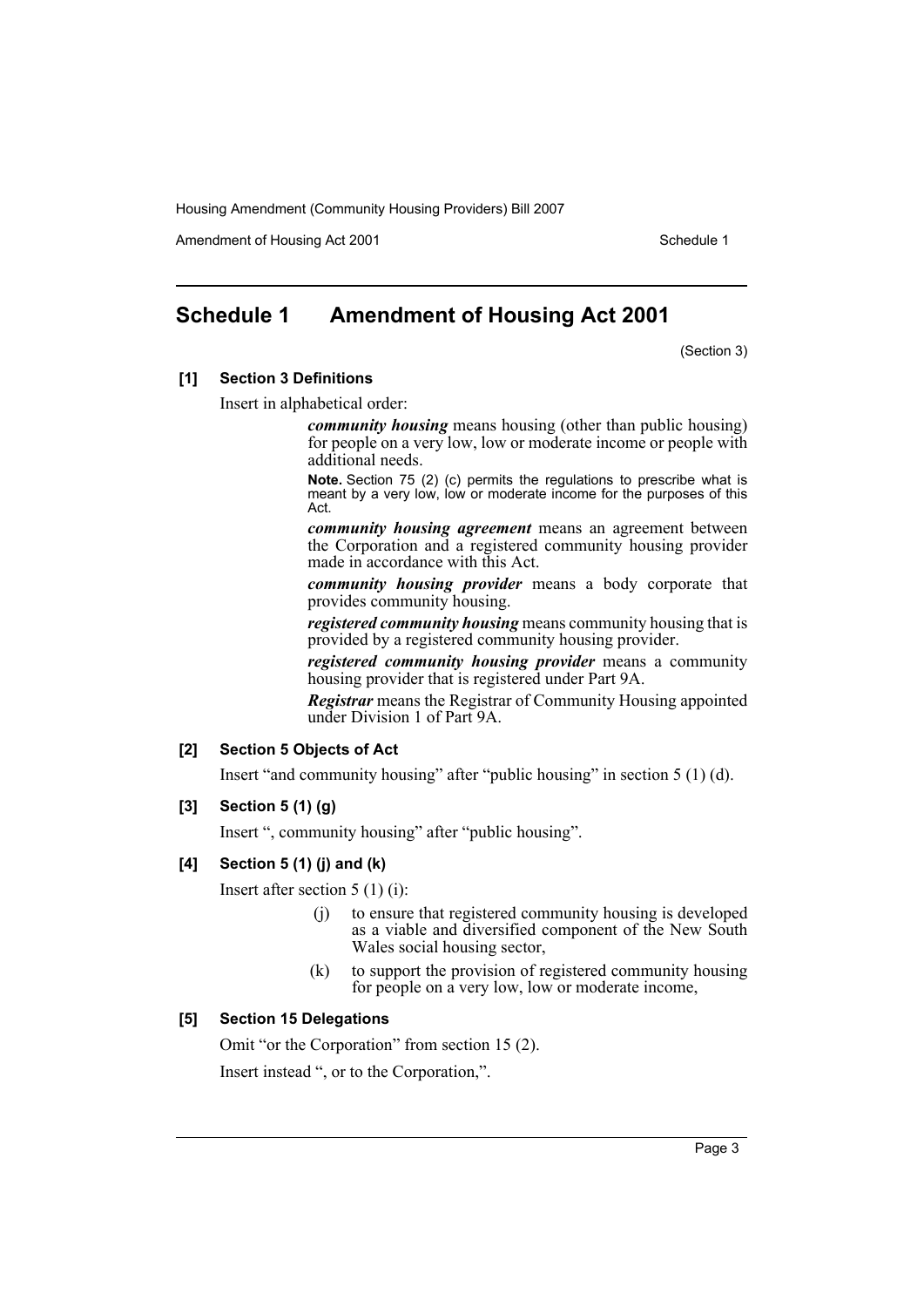## Schedule 1 Amendment of Housing Act 2001

(Section 3)

**[1] Section 3 Definitions**

Insert in alphabetical order:

> ***community housing*** means housing (other than public housing) for people on a very low, low or moderate income or people with additional needs.
>
> **Note.** Section 75 (2) (c) permits the regulations to prescribe what is meant by a very low, low or moderate income for the purposes of this Act.
>
> ***community housing agreement*** means an agreement between the Corporation and a registered community housing provider made in accordance with this Act.
>
> ***community housing provider*** means a body corporate that provides community housing.
>
> ***registered community housing*** means community housing that is provided by a registered community housing provider.
>
> ***registered community housing provider*** means a community housing provider that is registered under Part 9A.
>
> ***Registrar*** means the Registrar of Community Housing appointed under Division 1 of Part 9A.

**[2] Section 5 Objects of Act**

Insert "and community housing" after "public housing" in section 5 (1) (d).

**[3] Section 5 (1) (g)**

Insert ", community housing" after "public housing".

**[4] Section 5 (1) (j) and (k)**

Insert after section 5 (1) (i):

> (j) to ensure that registered community housing is developed as a viable and diversified component of the New South Wales social housing sector,
>
> (k) to support the provision of registered community housing for people on a very low, low or moderate income,

**[5] Section 15 Delegations**

Omit "or the Corporation" from section 15 (2).

Insert instead ", or to the Corporation,".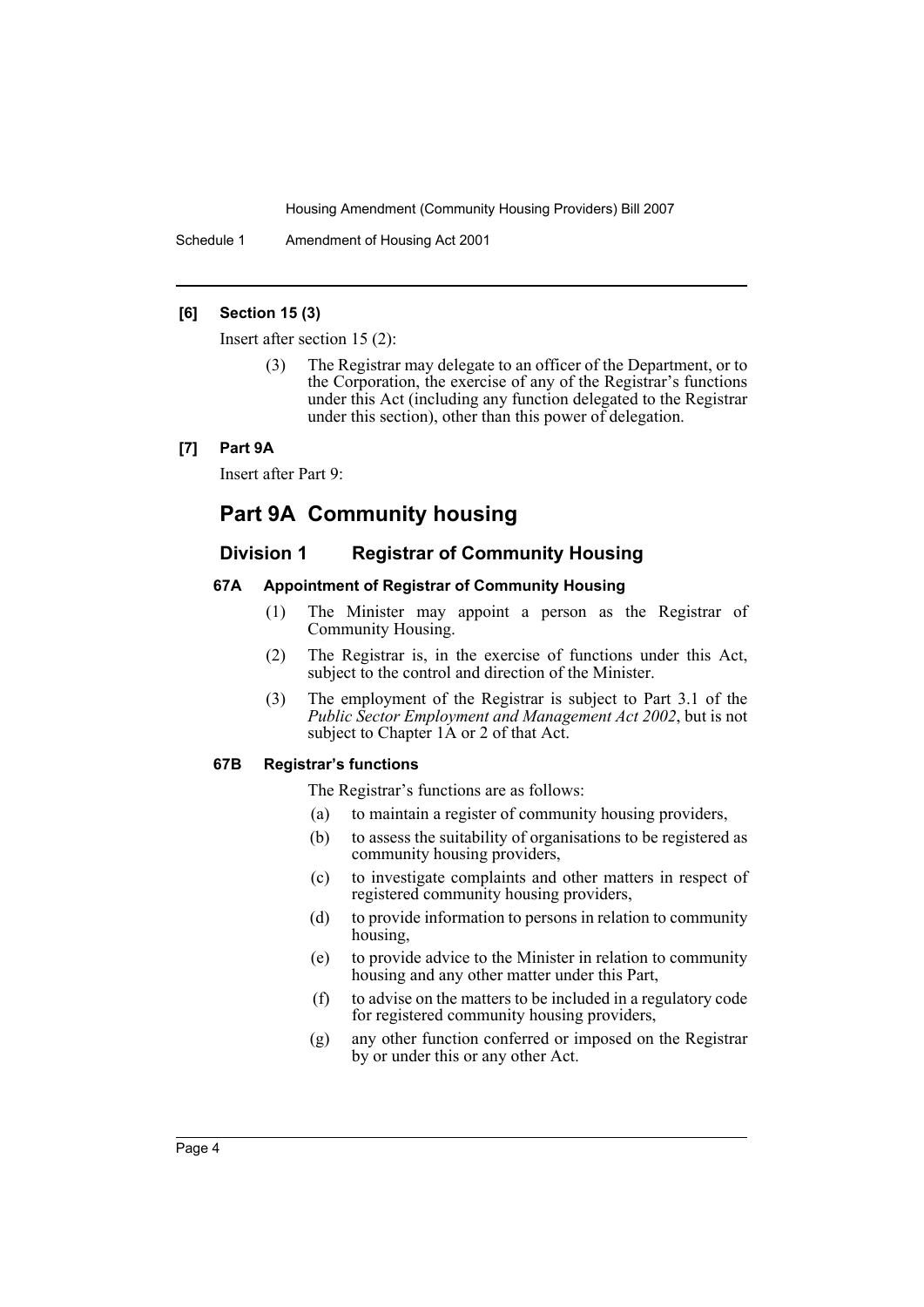**[6] Section 15 (3)**

Insert after section 15 (2):

> (3) The Registrar may delegate to an officer of the Department, or to the Corporation, the exercise of any of the Registrar's functions under this Act (including any function delegated to the Registrar under this section), other than this power of delegation.

**[7] Part 9A**

Insert after Part 9:

## Part 9A Community housing

### Division 1 Registrar of Community Housing

#### 67A Appointment of Registrar of Community Housing

(1) The Minister may appoint a person as the Registrar of Community Housing.

(2) The Registrar is, in the exercise of functions under this Act, subject to the control and direction of the Minister.

(3) The employment of the Registrar is subject to Part 3.1 of the *Public Sector Employment and Management Act 2002*, but is not subject to Chapter 1A or 2 of that Act.

#### 67B Registrar's functions

The Registrar's functions are as follows:

(a) to maintain a register of community housing providers,

(b) to assess the suitability of organisations to be registered as community housing providers,

(c) to investigate complaints and other matters in respect of registered community housing providers,

(d) to provide information to persons in relation to community housing,

(e) to provide advice to the Minister in relation to community housing and any other matter under this Part,

(f) to advise on the matters to be included in a regulatory code for registered community housing providers,

(g) any other function conferred or imposed on the Registrar by or under this or any other Act.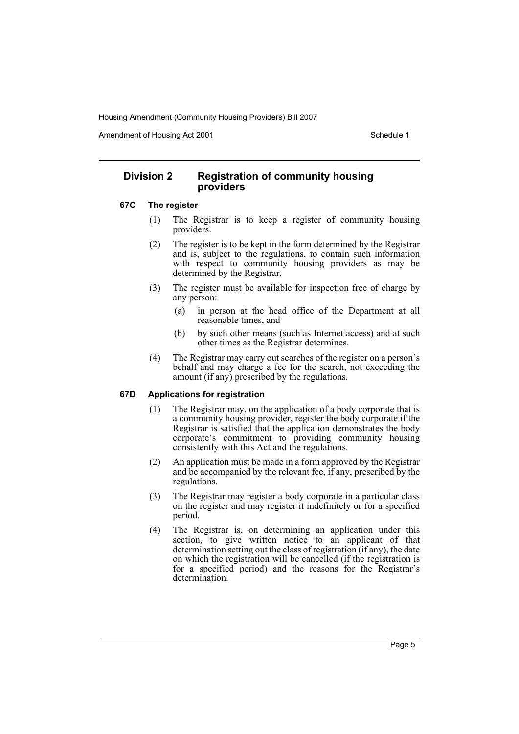## Division 2 Registration of community housing providers

### 67C The register

(1) The Registrar is to keep a register of community housing providers.

(2) The register is to be kept in the form determined by the Registrar and is, subject to the regulations, to contain such information with respect to community housing providers as may be determined by the Registrar.

(3) The register must be available for inspection free of charge by any person:

- (a) in person at the head office of the Department at all reasonable times, and
- (b) by such other means (such as Internet access) and at such other times as the Registrar determines.

(4) The Registrar may carry out searches of the register on a person's behalf and may charge a fee for the search, not exceeding the amount (if any) prescribed by the regulations.

### 67D Applications for registration

(1) The Registrar may, on the application of a body corporate that is a community housing provider, register the body corporate if the Registrar is satisfied that the application demonstrates the body corporate's commitment to providing community housing consistently with this Act and the regulations.

(2) An application must be made in a form approved by the Registrar and be accompanied by the relevant fee, if any, prescribed by the regulations.

(3) The Registrar may register a body corporate in a particular class on the register and may register it indefinitely or for a specified period.

(4) The Registrar is, on determining an application under this section, to give written notice to an applicant of that determination setting out the class of registration (if any), the date on which the registration will be cancelled (if the registration is for a specified period) and the reasons for the Registrar's determination.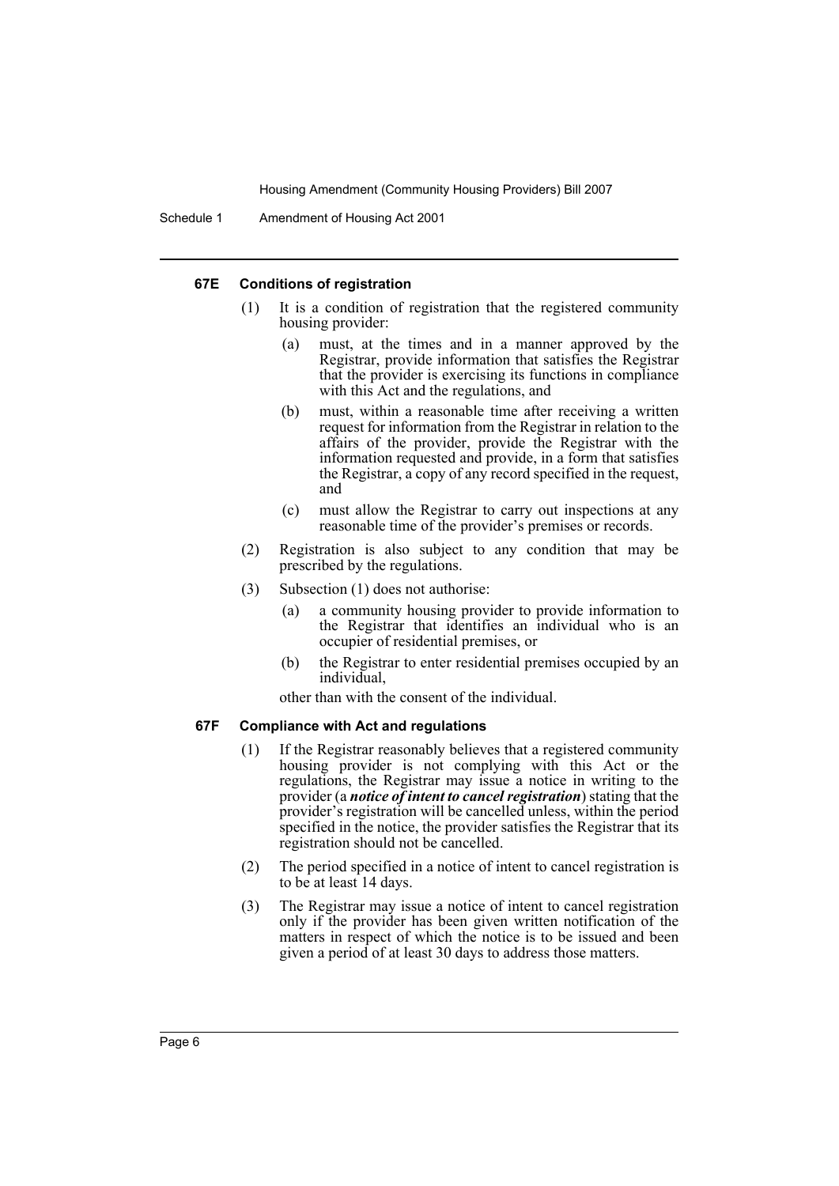#### 67E Conditions of registration

(1) It is a condition of registration that the registered community housing provider:

(a) must, at the times and in a manner approved by the Registrar, provide information that satisfies the Registrar that the provider is exercising its functions in compliance with this Act and the regulations, and

(b) must, within a reasonable time after receiving a written request for information from the Registrar in relation to the affairs of the provider, provide the Registrar with the information requested and provide, in a form that satisfies the Registrar, a copy of any record specified in the request, and

(c) must allow the Registrar to carry out inspections at any reasonable time of the provider's premises or records.

(2) Registration is also subject to any condition that may be prescribed by the regulations.

(3) Subsection (1) does not authorise:

(a) a community housing provider to provide information to the Registrar that identifies an individual who is an occupier of residential premises, or

(b) the Registrar to enter residential premises occupied by an individual,

other than with the consent of the individual.

#### 67F Compliance with Act and regulations

(1) If the Registrar reasonably believes that a registered community housing provider is not complying with this Act or the regulations, the Registrar may issue a notice in writing to the provider (a ***notice of intent to cancel registration***) stating that the provider's registration will be cancelled unless, within the period specified in the notice, the provider satisfies the Registrar that its registration should not be cancelled.

(2) The period specified in a notice of intent to cancel registration is to be at least 14 days.

(3) The Registrar may issue a notice of intent to cancel registration only if the provider has been given written notification of the matters in respect of which the notice is to be issued and been given a period of at least 30 days to address those matters.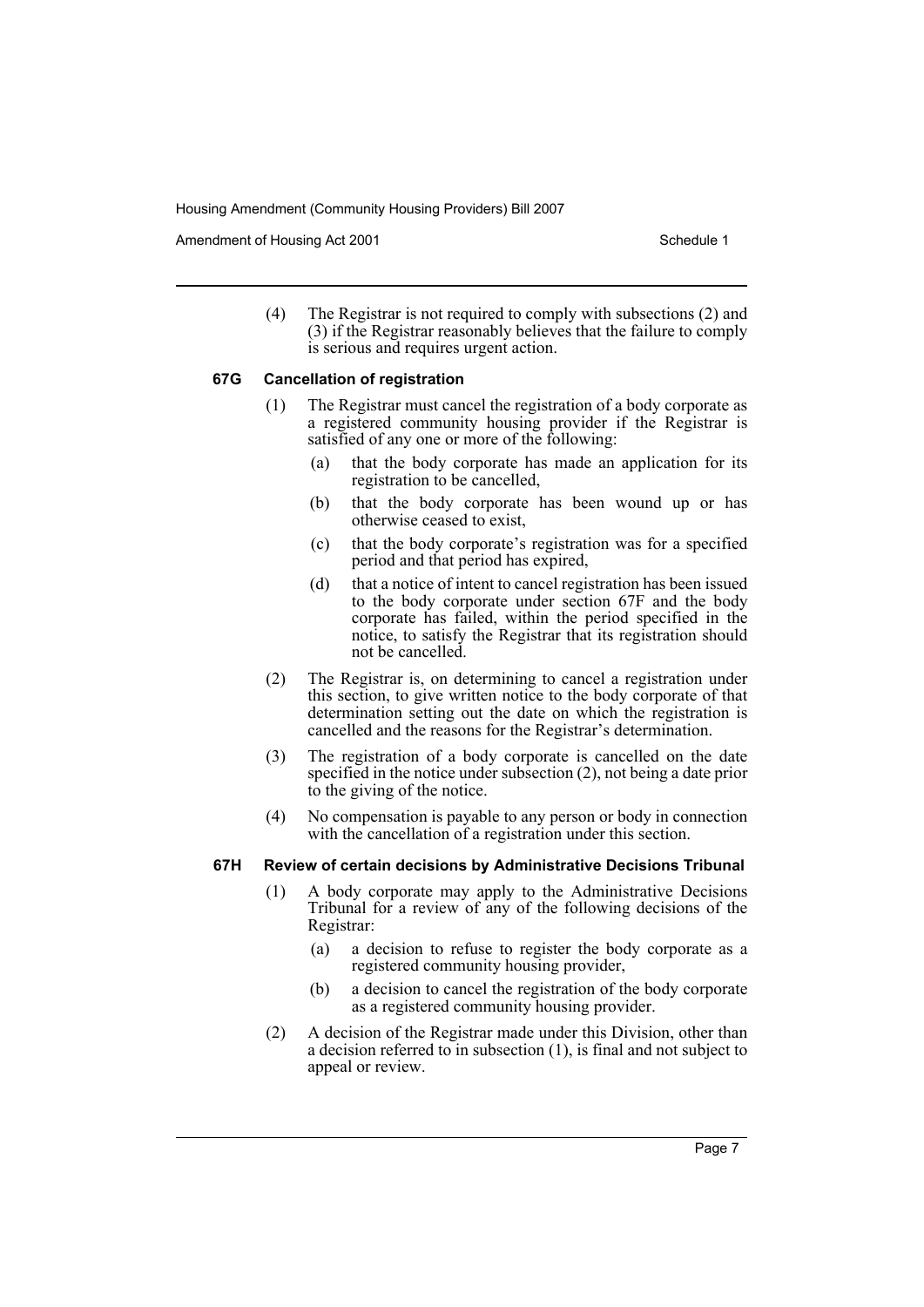(4) The Registrar is not required to comply with subsections (2) and (3) if the Registrar reasonably believes that the failure to comply is serious and requires urgent action.

### 67G Cancellation of registration

(1) The Registrar must cancel the registration of a body corporate as a registered community housing provider if the Registrar is satisfied of any one or more of the following:

(a) that the body corporate has made an application for its registration to be cancelled,

(b) that the body corporate has been wound up or has otherwise ceased to exist,

(c) that the body corporate's registration was for a specified period and that period has expired,

(d) that a notice of intent to cancel registration has been issued to the body corporate under section 67F and the body corporate has failed, within the period specified in the notice, to satisfy the Registrar that its registration should not be cancelled.

(2) The Registrar is, on determining to cancel a registration under this section, to give written notice to the body corporate of that determination setting out the date on which the registration is cancelled and the reasons for the Registrar's determination.

(3) The registration of a body corporate is cancelled on the date specified in the notice under subsection (2), not being a date prior to the giving of the notice.

(4) No compensation is payable to any person or body in connection with the cancellation of a registration under this section.

### 67H Review of certain decisions by Administrative Decisions Tribunal

(1) A body corporate may apply to the Administrative Decisions Tribunal for a review of any of the following decisions of the Registrar:

(a) a decision to refuse to register the body corporate as a registered community housing provider,

(b) a decision to cancel the registration of the body corporate as a registered community housing provider.

(2) A decision of the Registrar made under this Division, other than a decision referred to in subsection (1), is final and not subject to appeal or review.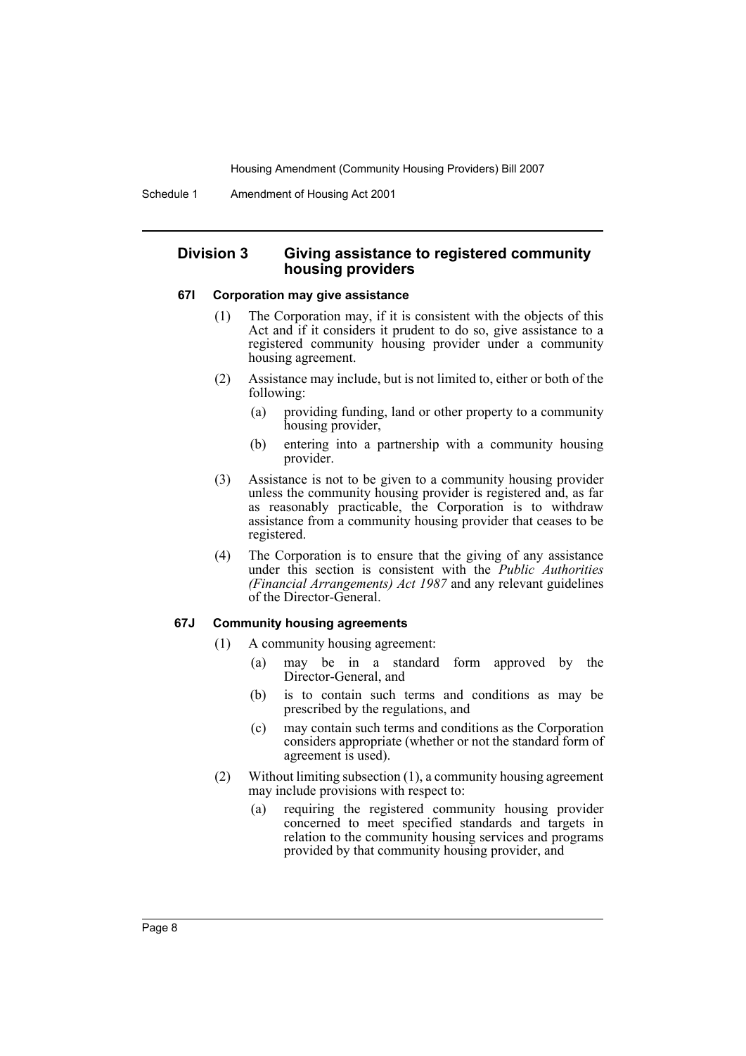## Division 3 Giving assistance to registered community housing providers

### 67I Corporation may give assistance

(1) The Corporation may, if it is consistent with the objects of this Act and if it considers it prudent to do so, give assistance to a registered community housing provider under a community housing agreement.

(2) Assistance may include, but is not limited to, either or both of the following:

- (a) providing funding, land or other property to a community housing provider,
- (b) entering into a partnership with a community housing provider.

(3) Assistance is not to be given to a community housing provider unless the community housing provider is registered and, as far as reasonably practicable, the Corporation is to withdraw assistance from a community housing provider that ceases to be registered.

(4) The Corporation is to ensure that the giving of any assistance under this section is consistent with the *Public Authorities (Financial Arrangements) Act 1987* and any relevant guidelines of the Director-General.

### 67J Community housing agreements

(1) A community housing agreement:

- (a) may be in a standard form approved by the Director-General, and
- (b) is to contain such terms and conditions as may be prescribed by the regulations, and
- (c) may contain such terms and conditions as the Corporation considers appropriate (whether or not the standard form of agreement is used).

(2) Without limiting subsection (1), a community housing agreement may include provisions with respect to:

- (a) requiring the registered community housing provider concerned to meet specified standards and targets in relation to the community housing services and programs provided by that community housing provider, and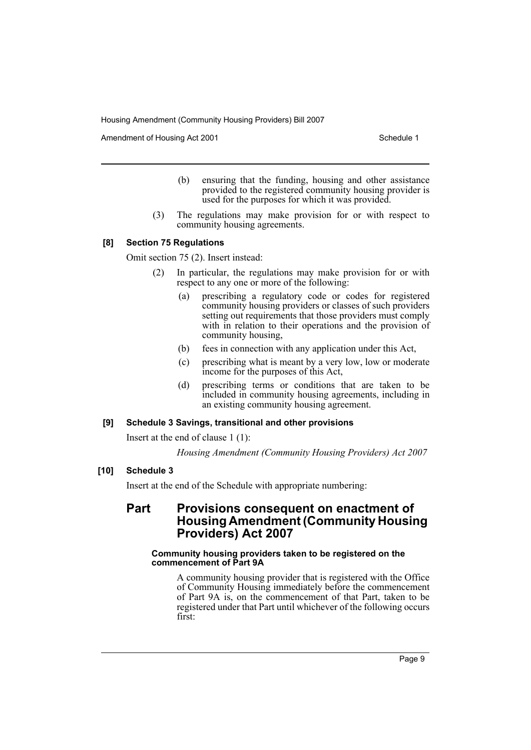(b) ensuring that the funding, housing and other assistance provided to the registered community housing provider is used for the purposes for which it was provided.

(3) The regulations may make provision for or with respect to community housing agreements.

**[8] Section 75 Regulations**

Omit section 75 (2). Insert instead:

(2) In particular, the regulations may make provision for or with respect to any one or more of the following:

(a) prescribing a regulatory code or codes for registered community housing providers or classes of such providers setting out requirements that those providers must comply with in relation to their operations and the provision of community housing,

(b) fees in connection with any application under this Act,

(c) prescribing what is meant by a very low, low or moderate income for the purposes of this Act,

(d) prescribing terms or conditions that are taken to be included in community housing agreements, including in an existing community housing agreement.

**[9] Schedule 3 Savings, transitional and other provisions**

Insert at the end of clause 1 (1):

*Housing Amendment (Community Housing Providers) Act 2007*

**[10] Schedule 3**

Insert at the end of the Schedule with appropriate numbering:

## Part Provisions consequent on enactment of Housing Amendment (Community Housing Providers) Act 2007

#### Community housing providers taken to be registered on the commencement of Part 9A

A community housing provider that is registered with the Office of Community Housing immediately before the commencement of Part 9A is, on the commencement of that Part, taken to be registered under that Part until whichever of the following occurs first: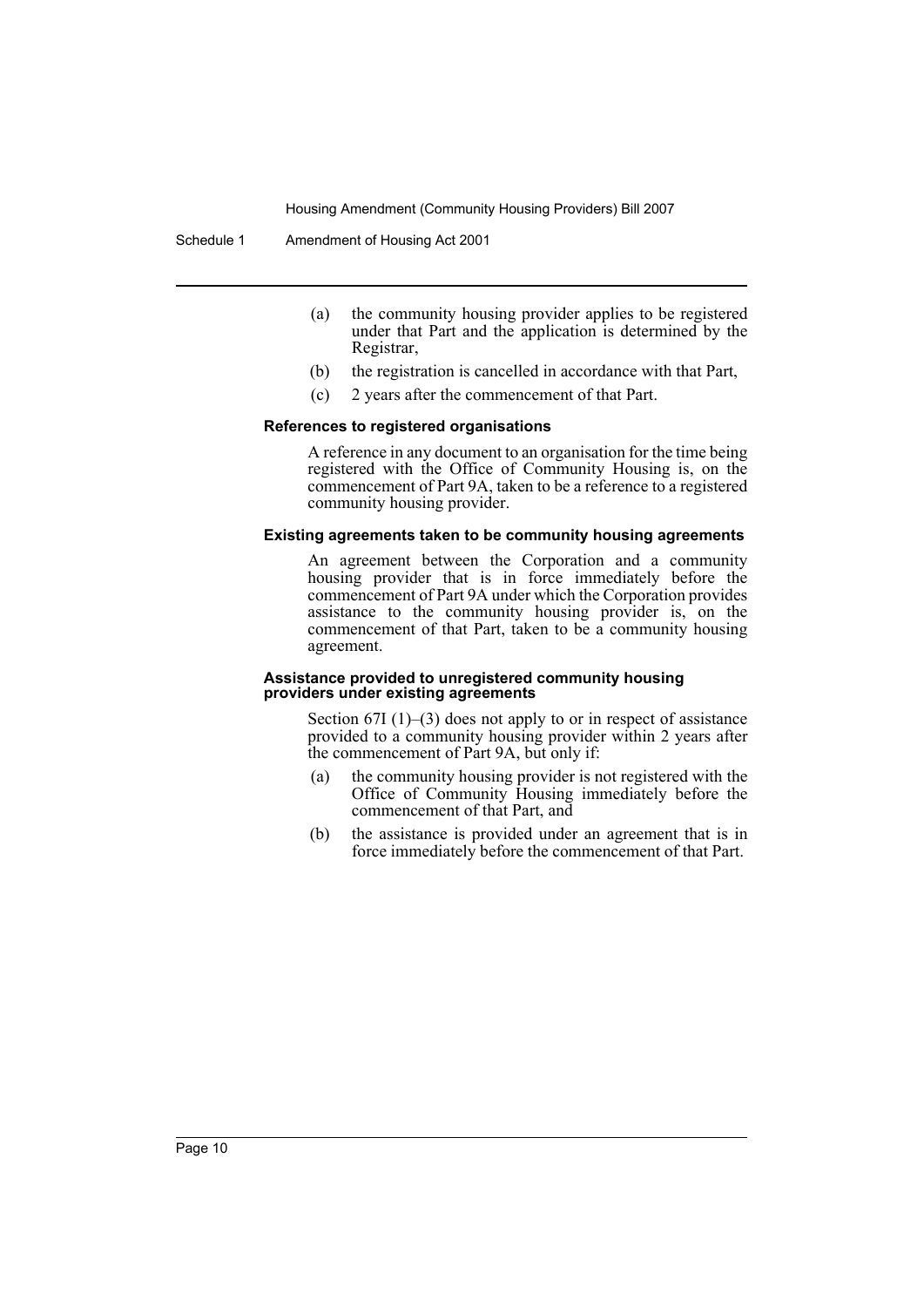(a) the community housing provider applies to be registered under that Part and the application is determined by the Registrar,

(b) the registration is cancelled in accordance with that Part,

(c) 2 years after the commencement of that Part.

#### References to registered organisations

A reference in any document to an organisation for the time being registered with the Office of Community Housing is, on the commencement of Part 9A, taken to be a reference to a registered community housing provider.

#### Existing agreements taken to be community housing agreements

An agreement between the Corporation and a community housing provider that is in force immediately before the commencement of Part 9A under which the Corporation provides assistance to the community housing provider is, on the commencement of that Part, taken to be a community housing agreement.

#### Assistance provided to unregistered community housing providers under existing agreements

Section 67I (1)–(3) does not apply to or in respect of assistance provided to a community housing provider within 2 years after the commencement of Part 9A, but only if:

(a) the community housing provider is not registered with the Office of Community Housing immediately before the commencement of that Part, and

(b) the assistance is provided under an agreement that is in force immediately before the commencement of that Part.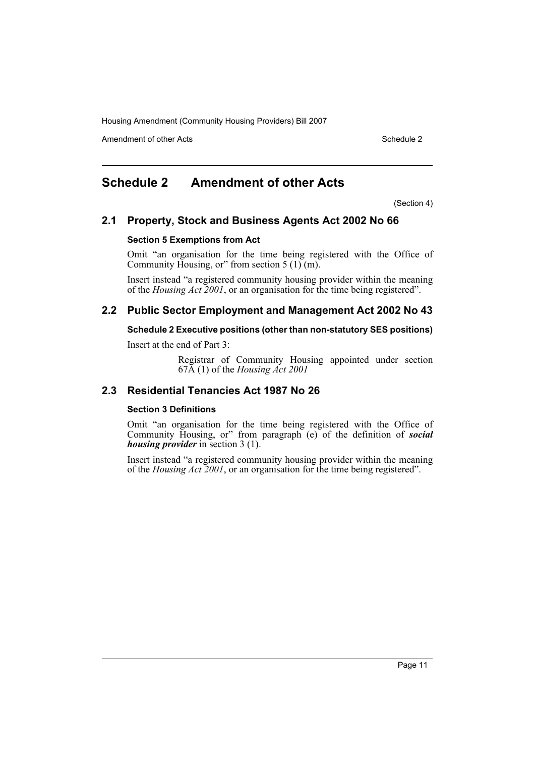# Schedule 2 Amendment of other Acts

(Section 4)

## 2.1 Property, Stock and Business Agents Act 2002 No 66

### Section 5 Exemptions from Act

Omit "an organisation for the time being registered with the Office of Community Housing, or" from section 5 (1) (m).

Insert instead "a registered community housing provider within the meaning of the *Housing Act 2001*, or an organisation for the time being registered".

## 2.2 Public Sector Employment and Management Act 2002 No 43

### Schedule 2 Executive positions (other than non-statutory SES positions)

Insert at the end of Part 3:

> Registrar of Community Housing appointed under section 67A (1) of the *Housing Act 2001*

## 2.3 Residential Tenancies Act 1987 No 26

### Section 3 Definitions

Omit "an organisation for the time being registered with the Office of Community Housing, or" from paragraph (e) of the definition of ***social housing provider*** in section 3 (1).

Insert instead "a registered community housing provider within the meaning of the *Housing Act 2001*, or an organisation for the time being registered".